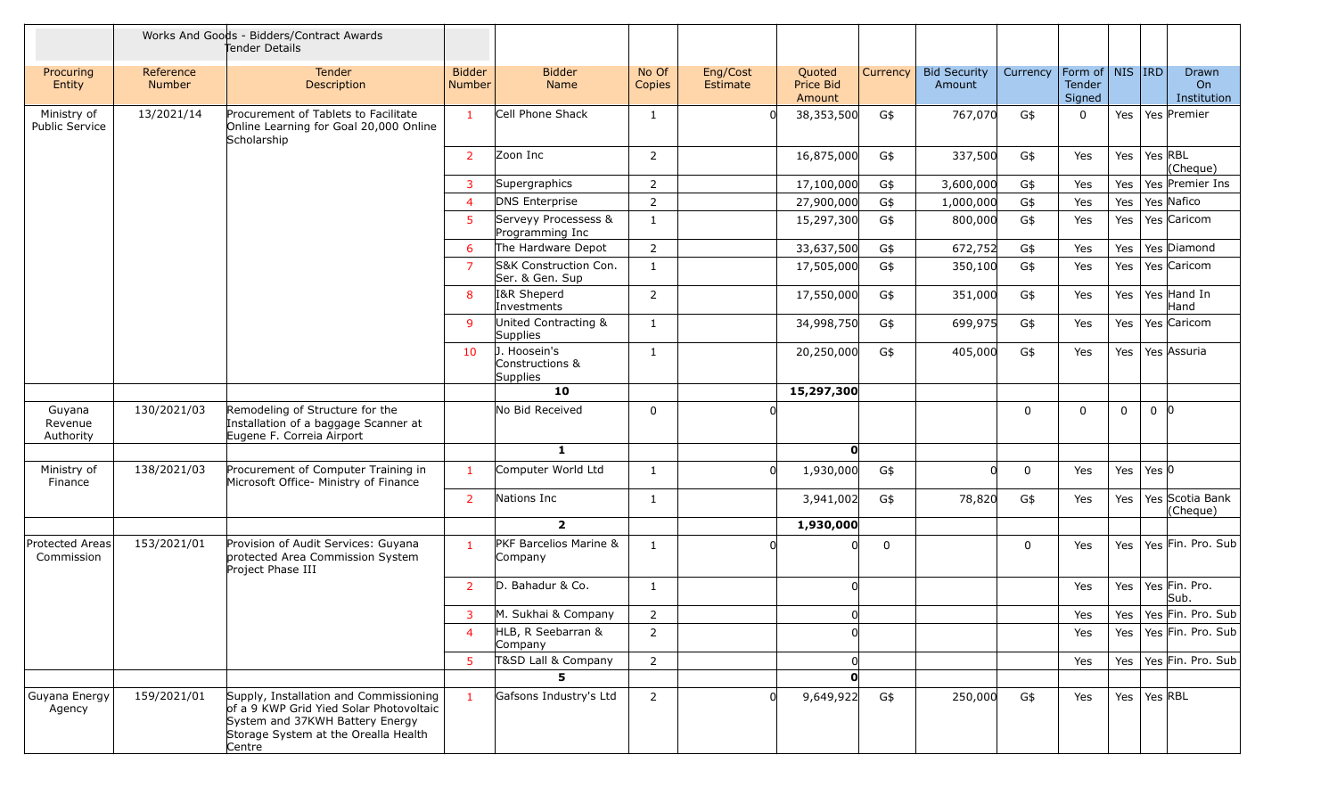| | | Works And Goods - Bidders/Contract Awards Tender Details | | | | | | | | | | | | |
|---|---|---|---|---|---|---|---|---|---|---|---|---|---|---|
| Procuring Entity | Reference Number | Tender Description | Bidder Number | Bidder Name | No Of Copies | Eng/Cost Estimate | Quoted Price Bid Amount | Currency | Bid Security Amount | Currency | Form of Tender Signed | NIS | IRD | Drawn On Institution |
| Ministry of Public Service | 13/2021/14 | Procurement of Tablets to Facilitate Online Learning for Goal 20,000 Online Scholarship | 1 | Cell Phone Shack | 1 | 0 | 38,353,500 | G$ | 767,070 | G$ | 0 | Yes | Yes | Premier |
| | | | 2 | Zoon Inc | 2 | | 16,875,000 | G$ | 337,500 | G$ | Yes | Yes | Yes | RBL (Cheque) |
| | | | 3 | Supergraphics | 2 | | 17,100,000 | G$ | 3,600,000 | G$ | Yes | Yes | Yes | Premier Ins |
| | | | 4 | DNS Enterprise | 2 | | 27,900,000 | G$ | 1,000,000 | G$ | Yes | Yes | Yes | Nafico |
| | | | 5 | Serveyy Processess & Programming Inc | 1 | | 15,297,300 | G$ | 800,000 | G$ | Yes | Yes | Yes | Caricom |
| | | | 6 | The Hardware Depot | 2 | | 33,637,500 | G$ | 672,752 | G$ | Yes | Yes | Yes | Diamond |
| | | | 7 | S&K Construction Con. Ser. & Gen. Sup | 1 | | 17,505,000 | G$ | 350,100 | G$ | Yes | Yes | Yes | Caricom |
| | | | 8 | I&R Sheperd Investments | 2 | | 17,550,000 | G$ | 351,000 | G$ | Yes | Yes | Yes | Hand In Hand |
| | | | 9 | United Contracting & Supplies | 1 | | 34,998,750 | G$ | 699,975 | G$ | Yes | Yes | Yes | Caricom |
| | | | 10 | J. Hoosein's Constructions & Supplies | 1 | | 20,250,000 | G$ | 405,000 | G$ | Yes | Yes | Yes | Assuria |
| | | | | **10** | | | **15,297,300** | | | | | | | |
| Guyana Revenue Authority | 130/2021/03 | Remodeling of Structure for the Installation of a baggage Scanner at Eugene F. Correia Airport | | No Bid Received | 0 | 0 | | | | 0 | 0 | 0 | 0 | 0 |
| | | | | **1** | | | **0** | | | | | | | |
| Ministry of Finance | 138/2021/03 | Procurement of Computer Training in Microsoft Office- Ministry of Finance | 1 | Computer World Ltd | 1 | 0 | 1,930,000 | G$ | 0 | 0 | Yes | Yes | Yes | 0 |
| | | | 2 | Nations Inc | 1 | | 3,941,002 | G$ | 78,820 | G$ | Yes | Yes | Yes | Scotia Bank (Cheque) |
| | | | | **2** | | | **1,930,000** | | | | | | | |
| Protected Areas Commission | 153/2021/01 | Provision of Audit Services: Guyana protected Area Commission System Project Phase III | 1 | PKF Barcelios Marine & Company | 1 | 0 | 0 | 0 | | 0 | Yes | Yes | Yes | Fin. Pro. Sub |
| | | | 2 | D. Bahadur & Co. | 1 | | 0 | | | | Yes | Yes | Yes | Fin. Pro. Sub. |
| | | | 3 | M. Sukhai & Company | 2 | | 0 | | | | Yes | Yes | Yes | Fin. Pro. Sub |
| | | | 4 | HLB, R Seebarran & Company | 2 | | 0 | | | | Yes | Yes | Yes | Fin. Pro. Sub |
| | | | 5 | T&SD Lall & Company | 2 | | 0 | | | | Yes | Yes | Yes | Fin. Pro. Sub |
| | | | | **5** | | | **0** | | | | | | | |
| Guyana Energy Agency | 159/2021/01 | Supply, Installation and Commissioning of a 9 KWP Grid Yied Solar Photovoltaic System and 37KWH Battery Energy Storage System at the Orealla Health Centre | 1 | Gafsons Industry's Ltd | 2 | 0 | 9,649,922 | G$ | 250,000 | G$ | Yes | Yes | Yes | RBL |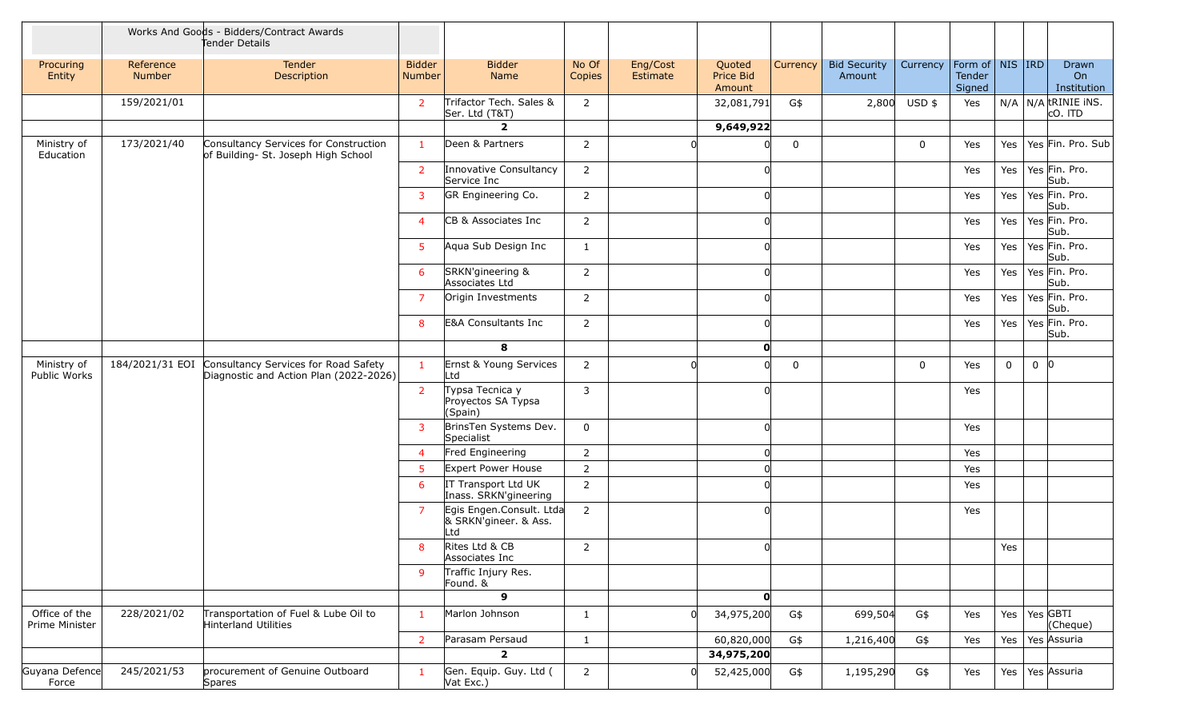| | | Works And Goods - Bidders/Contract Awards Tender Details | | | | | | | | | | | | |
|---|---|---|---|---|---|---|---|---|---|---|---|---|---|---|
| Procuring Entity | Reference Number | Tender Description | Bidder Number | Bidder Name | No Of Copies | Eng/Cost Estimate | Quoted Price Bid Amount | Currency | Bid Security Amount | Currency | Form of Tender Signed | NIS | IRD | Drawn On Institution |
| | 159/2021/01 | | 2 | Trifactor Tech. Sales & Ser. Ltd (T&T) | 2 | | 32,081,791 | G$ | 2,800 | USD $ | Yes | N/A | N/A | tRINIE iNS. cO. lTD |
| | | | | 2 | | | 9,649,922 | | | | | | | |
| Ministry of Education | 173/2021/40 | Consultancy Services for Construction of Building- St. Joseph High School | 1 | Deen & Partners | 2 | 0 | 0 | 0 | | 0 | Yes | Yes | Yes | Fin. Pro. Sub |
| | | | 2 | Innovative Consultancy Service Inc | 2 | | 0 | | | | Yes | Yes | Yes | Fin. Pro. Sub. |
| | | | 3 | GR Engineering Co. | 2 | | 0 | | | | Yes | Yes | Yes | Fin. Pro. Sub. |
| | | | 4 | CB & Associates Inc | 2 | | 0 | | | | Yes | Yes | Yes | Fin. Pro. Sub. |
| | | | 5 | Aqua Sub Design Inc | 1 | | 0 | | | | Yes | Yes | Yes | Fin. Pro. Sub. |
| | | | 6 | SRKN'gineering & Associates Ltd | 2 | | 0 | | | | Yes | Yes | Yes | Fin. Pro. Sub. |
| | | | 7 | Origin Investments | 2 | | 0 | | | | Yes | Yes | Yes | Fin. Pro. Sub. |
| | | | 8 | E&A Consultants Inc | 2 | | 0 | | | | Yes | Yes | Yes | Fin. Pro. Sub. |
| | | | | 8 | | | 0 | | | | | | | |
| Ministry of Public Works | 184/2021/31 EOI | Consultancy Services for Road Safety Diagnostic and Action Plan (2022-2026) | 1 | Ernst & Young Services Ltd | 2 | 0 | 0 | 0 | | 0 | Yes | 0 | 0 | 0 |
| | | | 2 | Typsa Tecnica y Proyectos SA Typsa (Spain) | 3 | | 0 | | | | Yes | | | |
| | | | 3 | BrinsTen Systems Dev. Specialist | 0 | | 0 | | | | Yes | | | |
| | | | 4 | Fred Engineering | 2 | | 0 | | | | Yes | | | |
| | | | 5 | Expert Power House | 2 | | 0 | | | | Yes | | | |
| | | | 6 | IT Transport Ltd UK Inass. SRKN'gineering | 2 | | 0 | | | | Yes | | | |
| | | | 7 | Egis Engen.Consult. Ltda & SRKN'gineer. & Ass. Ltd | 2 | | 0 | | | | Yes | | | |
| | | | 8 | Rites Ltd & CB Associates Inc | 2 | | 0 | | | | | Yes | | |
| | | | 9 | Traffic Injury Res. Found. & | | | | | | | | | | |
| | | | | 9 | | | 0 | | | | | | | |
| Office of the Prime Minister | 228/2021/02 | Transportation of Fuel & Lube Oil to Hinterland Utilities | 1 | Marlon Johnson | 1 | 0 | 34,975,200 | G$ | 699,504 | G$ | Yes | Yes | Yes | GBTI (Cheque) |
| | | | 2 | Parasam Persaud | 1 | | 60,820,000 | G$ | 1,216,400 | G$ | Yes | Yes | Yes | Assuria |
| | | | | 2 | | | 34,975,200 | | | | | | | |
| Guyana Defence Force | 245/2021/53 | procurement of Genuine Outboard Spares | 1 | Gen. Equip. Guy. Ltd ( Vat Exc.) | 2 | 0 | 52,425,000 | G$ | 1,195,290 | G$ | Yes | Yes | Yes | Assuria |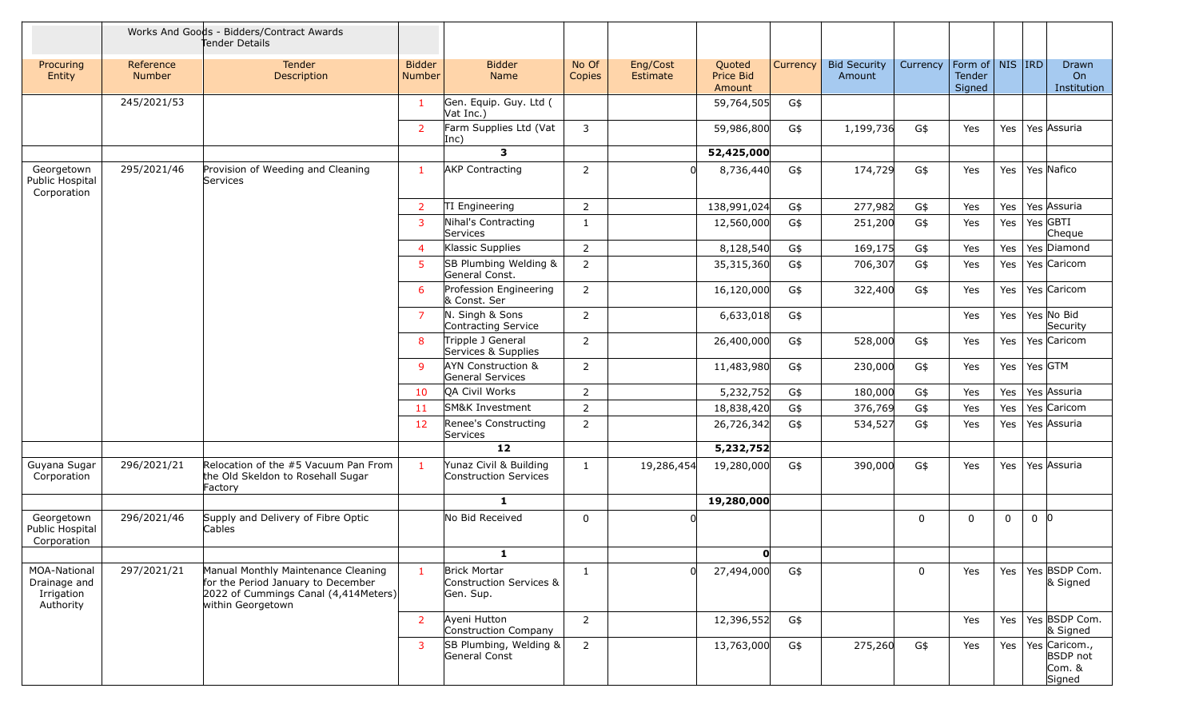| | Works And Goods - Bidders/Contract Awards Tender Details | | | | | | | | | | | | | |
|---|---|---|---|---|---|---|---|---|---|---|---|---|---|---|
| Procuring Entity | Reference Number | Tender Description | Bidder Number | Bidder Name | No Of Copies | Eng/Cost Estimate | Quoted Price Bid Amount | Currency | Bid Security Amount | Currency | Form of Tender Signed | NIS | IRD | Drawn On Institution |
| | 245/2021/53 | | 1 | Gen. Equip. Guy. Ltd ( Vat Inc.) | | | 59,764,505 | G$ | | | | | | |
| | | | 2 | Farm Supplies Ltd (Vat Inc) | 3 | | 59,986,800 | G$ | 1,199,736 | G$ | Yes | Yes | Yes | Assuria |
| | | | | **3** | | | **52,425,000** | | | | | | | |
| Georgetown Public Hospital Corporation | 295/2021/46 | Provision of Weeding and Cleaning Services | 1 | AKP Contracting | 2 | 0 | 8,736,440 | G$ | 174,729 | G$ | Yes | Yes | Yes | Nafico |
| | | | 2 | TI Engineering | 2 | | 138,991,024 | G$ | 277,982 | G$ | Yes | Yes | Yes | Assuria |
| | | | 3 | Nihal's Contracting Services | 1 | | 12,560,000 | G$ | 251,200 | G$ | Yes | Yes | Yes | GBTI Cheque |
| | | | 4 | Klassic Supplies | 2 | | 8,128,540 | G$ | 169,175 | G$ | Yes | Yes | Yes | Diamond |
| | | | 5 | SB Plumbing Welding & General Const. | 2 | | 35,315,360 | G$ | 706,307 | G$ | Yes | Yes | Yes | Caricom |
| | | | 6 | Profession Engineering & Const. Ser | 2 | | 16,120,000 | G$ | 322,400 | G$ | Yes | Yes | Yes | Caricom |
| | | | 7 | N. Singh & Sons Contracting Service | 2 | | 6,633,018 | G$ | | | Yes | Yes | Yes | No Bid Security |
| | | | 8 | Tripple J General Services & Supplies | 2 | | 26,400,000 | G$ | 528,000 | G$ | Yes | Yes | Yes | Caricom |
| | | | 9 | AYN Construction & General Services | 2 | | 11,483,980 | G$ | 230,000 | G$ | Yes | Yes | Yes | GTM |
| | | | 10 | QA Civil Works | 2 | | 5,232,752 | G$ | 180,000 | G$ | Yes | Yes | Yes | Assuria |
| | | | 11 | SM&K Investment | 2 | | 18,838,420 | G$ | 376,769 | G$ | Yes | Yes | Yes | Caricom |
| | | | 12 | Renee's Constructing Services | 2 | | 26,726,342 | G$ | 534,527 | G$ | Yes | Yes | Yes | Assuria |
| | | | | **12** | | | **5,232,752** | | | | | | | |
| Guyana Sugar Corporation | 296/2021/21 | Relocation of the #5 Vacuum Pan From the Old Skeldon to Rosehall Sugar Factory | 1 | Yunaz Civil & Building Construction Services | 1 | 19,286,454 | 19,280,000 | G$ | 390,000 | G$ | Yes | Yes | Yes | Assuria |
| | | | | **1** | | | **19,280,000** | | | | | | | |
| Georgetown Public Hospital Corporation | 296/2021/46 | Supply and Delivery of Fibre Optic Cables | | No Bid Received | 0 | 0 | | | | 0 | 0 | 0 | 0 | 0 |
| | | | | **1** | | | **0** | | | | | | | |
| MOA-National Drainage and Irrigation Authority | 297/2021/21 | Manual Monthly Maintenance Cleaning for the Period January to December 2022 of Cummings Canal (4,414Meters) within Georgetown | 1 | Brick Mortar Construction Services & Gen. Sup. | 1 | 0 | 27,494,000 | G$ | | 0 | Yes | Yes | Yes | BSDP Com. & Signed |
| | | | 2 | Ayeni Hutton Construction Company | 2 | | 12,396,552 | G$ | | | Yes | Yes | Yes | BSDP Com. & Signed |
| | | | 3 | SB Plumbing, Welding & General Const | 2 | | 13,763,000 | G$ | 275,260 | G$ | Yes | Yes | Yes | Caricom., BSDP not Com. & Signed |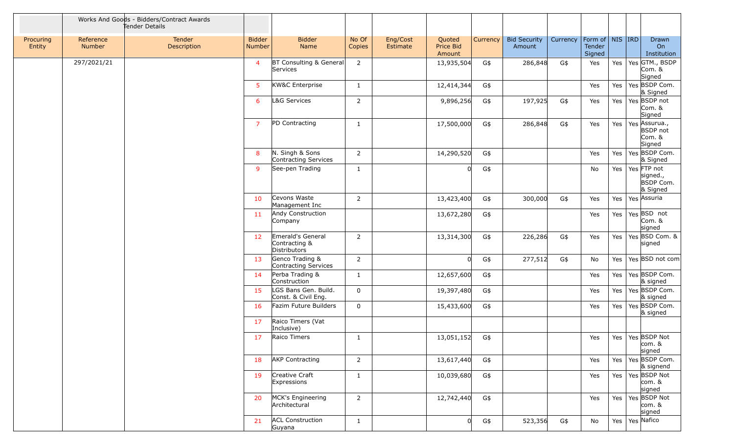Works And Goods - Bidders/Contract Awards Tender Details

| Procuring Entity | Reference Number | Tender Description | Bidder Number | Bidder Name | No Of Copies | Eng/Cost Estimate | Quoted Price Bid Amount | Currency | Bid Security Amount | Currency | Form of Tender Signed | NIS | IRD | Drawn On Institution |
|---|---|---|---|---|---|---|---|---|---|---|---|---|---|---|
| | 297/2021/21 | | 4 | BT Consulting & General Services | 2 | | 13,935,504 | G$ | 286,848 | G$ | Yes | Yes | Yes | GTM., BSDP Com. & Signed |
| | | | 5 | KW&C Enterprise | 1 | | 12,414,344 | G$ | | | Yes | Yes | Yes | BSDP Com. & Signed |
| | | | 6 | L&G Services | 2 | | 9,896,256 | G$ | 197,925 | G$ | Yes | Yes | Yes | BSDP not Com. & Signed |
| | | | 7 | PD Contracting | 1 | | 17,500,000 | G$ | 286,848 | G$ | Yes | Yes | Yes | Assurua., BSDP not Com. & Signed |
| | | | 8 | N. Singh & Sons Contracting Services | 2 | | 14,290,520 | G$ | | | Yes | Yes | Yes | BSDP Com. & Signed |
| | | | 9 | See-pen Trading | 1 | | 0 | G$ | | | No | Yes | Yes | FTP not signed., BSDP Com. & Signed |
| | | | 10 | Cevons Waste Management Inc | 2 | | 13,423,400 | G$ | 300,000 | G$ | Yes | Yes | Yes | Assuria |
| | | | 11 | Andy Construction Company | | | 13,672,280 | G$ | | | Yes | Yes | Yes | BSD not Com. & signed |
| | | | 12 | Emerald's General Contracting & Distributors | 2 | | 13,314,300 | G$ | 226,286 | G$ | Yes | Yes | Yes | BSD Com. & signed |
| | | | 13 | Genco Trading & Contracting Services | 2 | | 0 | G$ | 277,512 | G$ | No | Yes | Yes | BSD not com |
| | | | 14 | Perba Trading & Construction | 1 | | 12,657,600 | G$ | | | Yes | Yes | Yes | BSDP Com. & signed |
| | | | 15 | LGS Bans Gen. Build. Const. & Civil Eng. | 0 | | 19,397,480 | G$ | | | Yes | Yes | Yes | BSDP Com. & signed |
| | | | 16 | Fazim Future Builders | 0 | | 15,433,600 | G$ | | | Yes | Yes | Yes | BSDP Com. & signed |
| | | | 17 | Raico Timers (Vat Inclusive) | | | | | | | | | | |
| | | | 17 | Raico Timers | 1 | | 13,051,152 | G$ | | | Yes | Yes | Yes | BSDP Not com. & signed |
| | | | 18 | AKP Contracting | 2 | | 13,617,440 | G$ | | | Yes | Yes | Yes | BSDP Com. & signend |
| | | | 19 | Creative Craft Expressions | 1 | | 10,039,680 | G$ | | | Yes | Yes | Yes | BSDP Not com. & signed |
| | | | 20 | MCK's Engineering Architectural | 2 | | 12,742,440 | G$ | | | Yes | Yes | Yes | BSDP Not com. & signed |
| | | | 21 | ACL Construction Guyana | 1 | | 0 | G$ | 523,356 | G$ | No | Yes | Yes | Nafico |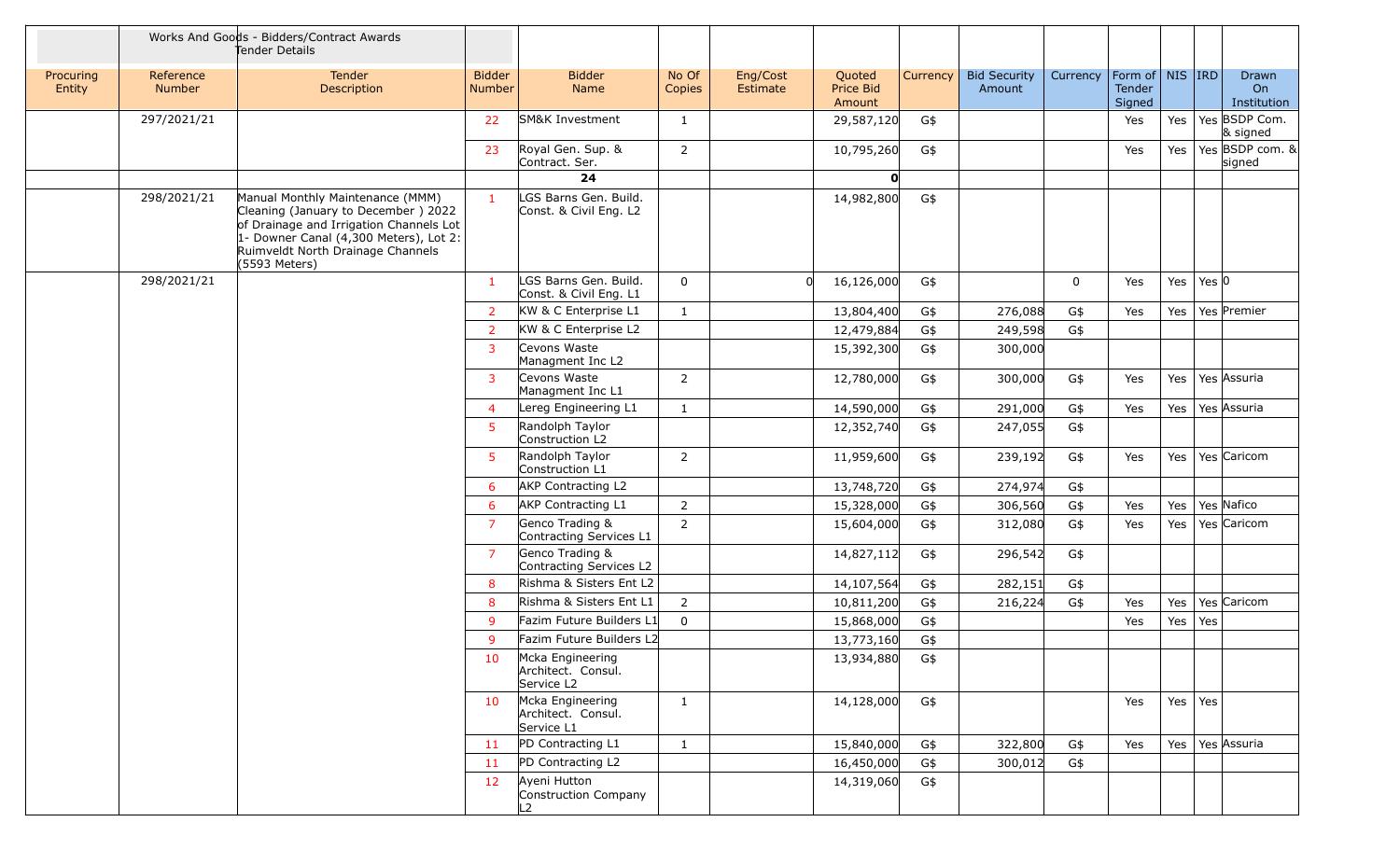| | Works And Goods - Bidders/Contract Awards Tender Details | | | | | | | | | | | | | | |
|---|---|---|---|---|---|---|---|---|---|---|---|---|---|---|---|
| Procuring Entity | Reference Number | Tender Description | Bidder Number | Bidder Name | No Of Copies | Eng/Cost Estimate | Quoted Price Bid Amount | Currency | Bid Security Amount | Currency | Form of Tender Signed | NIS | IRD | Drawn On Institution |
| | 297/2021/21 | | 22 | SM&K Investment | 1 | | 29,587,120 | G$ | | | Yes | Yes | Yes | BSDP Com. & signed |
| | | | 23 | Royal Gen. Sup. & Contract. Ser. | 2 | | 10,795,260 | G$ | | | Yes | Yes | Yes | BSDP com. & signed |
| | | | | **24** | | | **0** | | | | | | | |
| | 298/2021/21 | Manual Monthly Maintenance (MMM) Cleaning (January to December ) 2022 of Drainage and Irrigation Channels Lot 1- Downer Canal (4,300 Meters), Lot 2: Ruimveldt North Drainage Channels (5593 Meters) | 1 | LGS Barns Gen. Build. Const. & Civil Eng. L2 | | | 14,982,800 | G$ | | | | | | |
| | 298/2021/21 | | 1 | LGS Barns Gen. Build. Const. & Civil Eng. L1 | 0 | 0 | 16,126,000 | G$ | | 0 | Yes | Yes | Yes | 0 |
| | | | 2 | KW & C Enterprise L1 | 1 | | 13,804,400 | G$ | 276,088 | G$ | Yes | Yes | Yes | Premier |
| | | | 2 | KW & C Enterprise L2 | | | 12,479,884 | G$ | 249,598 | G$ | | | | |
| | | | 3 | Cevons Waste Managment Inc L2 | | | 15,392,300 | G$ | 300,000 | | | | | |
| | | | 3 | Cevons Waste Managment Inc L1 | 2 | | 12,780,000 | G$ | 300,000 | G$ | Yes | Yes | Yes | Assuria |
| | | | 4 | Lereg Engineering L1 | 1 | | 14,590,000 | G$ | 291,000 | G$ | Yes | Yes | Yes | Assuria |
| | | | 5 | Randolph Taylor Construction L2 | | | 12,352,740 | G$ | 247,055 | G$ | | | | |
| | | | 5 | Randolph Taylor Construction L1 | 2 | | 11,959,600 | G$ | 239,192 | G$ | Yes | Yes | Yes | Caricom |
| | | | 6 | AKP Contracting L2 | | | 13,748,720 | G$ | 274,974 | G$ | | | | |
| | | | 6 | AKP Contracting L1 | 2 | | 15,328,000 | G$ | 306,560 | G$ | Yes | Yes | Yes | Nafico |
| | | | 7 | Genco Trading & Contracting Services L1 | 2 | | 15,604,000 | G$ | 312,080 | G$ | Yes | Yes | Yes | Caricom |
| | | | 7 | Genco Trading & Contracting Services L2 | | | 14,827,112 | G$ | 296,542 | G$ | | | | |
| | | | 8 | Rishma & Sisters Ent L2 | | | 14,107,564 | G$ | 282,151 | G$ | | | | |
| | | | 8 | Rishma & Sisters Ent L1 | 2 | | 10,811,200 | G$ | 216,224 | G$ | Yes | Yes | Yes | Caricom |
| | | | 9 | Fazim Future Builders L1 | 0 | | 15,868,000 | G$ | | | Yes | Yes | Yes | |
| | | | 9 | Fazim Future Builders L2 | | | 13,773,160 | G$ | | | | | | |
| | | | 10 | Mcka Engineering Architect. Consul. Service L2 | | | 13,934,880 | G$ | | | | | | |
| | | | 10 | Mcka Engineering Architect. Consul. Service L1 | 1 | | 14,128,000 | G$ | | | Yes | Yes | Yes | |
| | | | 11 | PD Contracting L1 | 1 | | 15,840,000 | G$ | 322,800 | G$ | Yes | Yes | Yes | Assuria |
| | | | 11 | PD Contracting L2 | | | 16,450,000 | G$ | 300,012 | G$ | | | | |
| | | | 12 | Ayeni Hutton Construction Company L2 | | | 14,319,060 | G$ | | | | | | |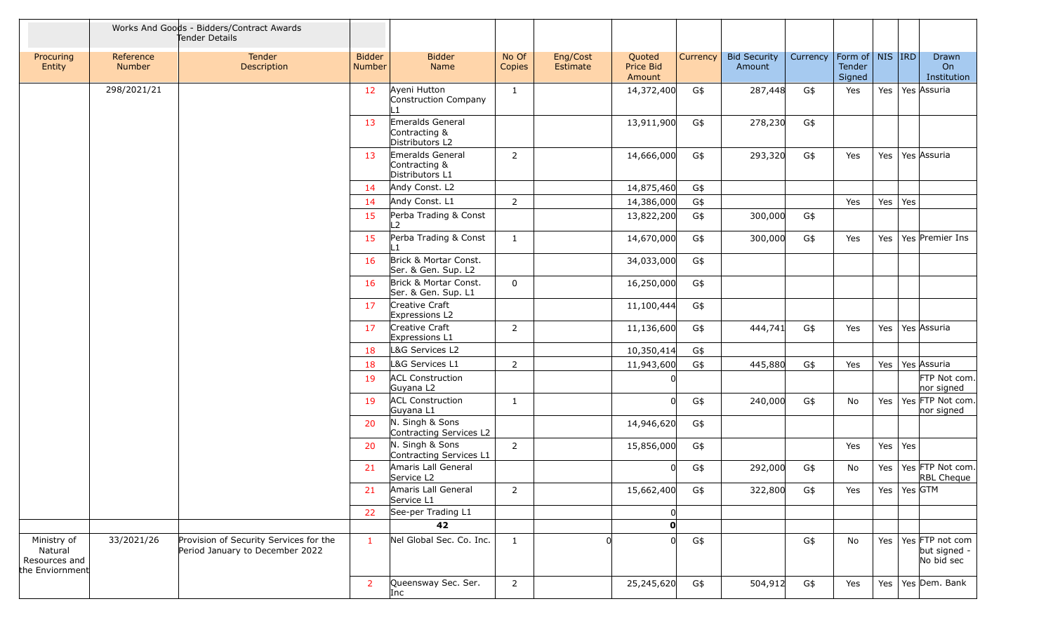| | Works And Goods - Bidders/Contract Awards Tender Details | | | | | | | | | | | | | | |
|---|---|---|---|---|---|---|---|---|---|---|---|---|---|---|---|
| Procuring Entity | Reference Number | Tender Description | Bidder Number | Bidder Name | No Of Copies | Eng/Cost Estimate | Quoted Price Bid Amount | Currency | Bid Security Amount | Currency | Form of Tender Signed | NIS | IRD | Drawn On Institution |
| | 298/2021/21 | | 12 | Ayeni Hutton Construction Company L1 | 1 | | 14,372,400 | G$ | 287,448 | G$ | Yes | Yes | Yes | Assuria |
| | | | 13 | Emeralds General Contracting & Distributors L2 | | | 13,911,900 | G$ | 278,230 | G$ | | | | |
| | | | 13 | Emeralds General Contracting & Distributors L1 | 2 | | 14,666,000 | G$ | 293,320 | G$ | Yes | Yes | Yes | Assuria |
| | | | 14 | Andy Const. L2 | | | 14,875,460 | G$ | | | | | | |
| | | | 14 | Andy Const. L1 | 2 | | 14,386,000 | G$ | | | Yes | Yes | Yes | |
| | | | 15 | Perba Trading & Const L2 | | | 13,822,200 | G$ | 300,000 | G$ | | | | |
| | | | 15 | Perba Trading & Const L1 | 1 | | 14,670,000 | G$ | 300,000 | G$ | Yes | Yes | Yes | Premier Ins |
| | | | 16 | Brick & Mortar Const. Ser. & Gen. Sup. L2 | | | 34,033,000 | G$ | | | | | | |
| | | | 16 | Brick & Mortar Const. Ser. & Gen. Sup. L1 | 0 | | 16,250,000 | G$ | | | | | | |
| | | | 17 | Creative Craft Expressions L2 | | | 11,100,444 | G$ | | | | | | |
| | | | 17 | Creative Craft Expressions L1 | 2 | | 11,136,600 | G$ | 444,741 | G$ | Yes | Yes | Yes | Assuria |
| | | | 18 | L&G Services L2 | | | 10,350,414 | G$ | | | | | | |
| | | | 18 | L&G Services L1 | 2 | | 11,943,600 | G$ | 445,880 | G$ | Yes | Yes | Yes | Assuria |
| | | | 19 | ACL Construction Guyana L2 | | | 0 | | | | | | | FTP Not com. nor signed |
| | | | 19 | ACL Construction Guyana L1 | 1 | | 0 | G$ | 240,000 | G$ | No | Yes | Yes | FTP Not com. nor signed |
| | | | 20 | N. Singh & Sons Contracting Services L2 | | | 14,946,620 | G$ | | | | | | |
| | | | 20 | N. Singh & Sons Contracting Services L1 | 2 | | 15,856,000 | G$ | | | Yes | Yes | Yes | |
| | | | 21 | Amaris Lall General Service L2 | | | 0 | G$ | 292,000 | G$ | No | Yes | Yes | FTP Not com. RBL Cheque |
| | | | 21 | Amaris Lall General Service L1 | 2 | | 15,662,400 | G$ | 322,800 | G$ | Yes | Yes | Yes | GTM |
| | | | 22 | See-per Trading L1 | | | 0 | | | | | | | |
| | | | | **42** | | | **0** | | | | | | | |
| Ministry of Natural Resources and the Enviornment | 33/2021/26 | Provision of Security Services for the Period January to December 2022 | 1 | Nel Global Sec. Co. Inc. | 1 | 0 | 0 | G$ | | G$ | No | Yes | Yes | FTP not com but signed - No bid sec |
| | | | 2 | Queensway Sec. Ser. Inc | 2 | | 25,245,620 | G$ | 504,912 | G$ | Yes | Yes | Yes | Dem. Bank |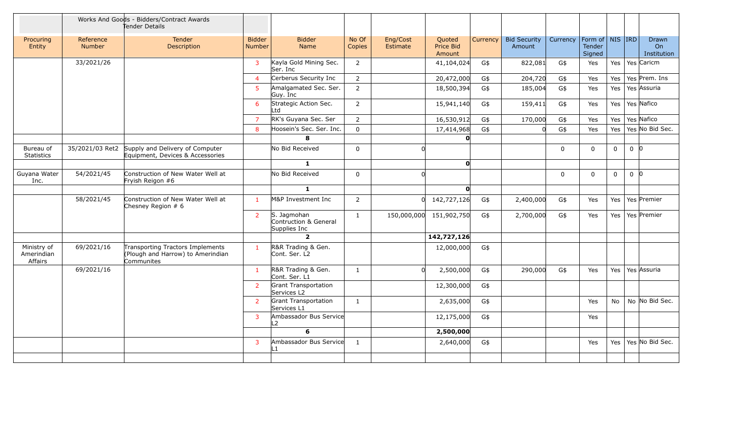| | Works And Goods - Bidders/Contract Awards Tender Details | | | | | | | | | | | | | | |
|---|---|---|---|---|---|---|---|---|---|---|---|---|---|---|---|
| Procuring Entity | Reference Number | Tender Description | Bidder Number | Bidder Name | No Of Copies | Eng/Cost Estimate | Quoted Price Bid Amount | Currency | Bid Security Amount | Currency | Form of Tender Signed | NIS | IRD | Drawn On Institution |
| | 33/2021/26 | | 3 | Kayla Gold Mining Sec. Ser. Inc | 2 | | 41,104,024 | G$ | 822,081 | G$ | Yes | Yes | Yes | Caricm |
| | | | 4 | Cerberus Security Inc | 2 | | 20,472,000 | G$ | 204,720 | G$ | Yes | Yes | Yes | Prem. Ins |
| | | | 5 | Amalgamated Sec. Ser. Guy. Inc | 2 | | 18,500,394 | G$ | 185,004 | G$ | Yes | Yes | Yes | Assuria |
| | | | 6 | Strategic Action Sec. Ltd | 2 | | 15,941,140 | G$ | 159,411 | G$ | Yes | Yes | Yes | Nafico |
| | | | 7 | RK's Guyana Sec. Ser | 2 | | 16,530,912 | G$ | 170,000 | G$ | Yes | Yes | Yes | Nafico |
| | | | 8 | Hoosein's Sec. Ser. Inc. | 0 | | 17,414,968 | G$ | 0 | G$ | Yes | Yes | Yes | No Bid Sec. |
| | | | | 8 | | | 0 | | | | | | | |
| Bureau of Statistics | 35/2021/03 Ret2 | Supply and Delivery of Computer Equipment, Devices & Accessories | | No Bid Received | 0 | 0 | | | | 0 | 0 | 0 | 0 | 0 |
| | | | | 1 | | | 0 | | | | | | | |
| Guyana Water Inc. | 54/2021/45 | Construction of New Water Well at Fryish Reigon #6 | | No Bid Received | 0 | 0 | | | | 0 | 0 | 0 | 0 | 0 |
| | | | | 1 | | | 0 | | | | | | | |
| | 58/2021/45 | Construction of New Water Well at Chesney Region # 6 | 1 | M&P Investment Inc | 2 | 0 | 142,727,126 | G$ | 2,400,000 | G$ | Yes | Yes | Yes | Premier |
| | | | 2 | S. Jagmohan Contruction & General Supplies Inc | 1 | 150,000,000 | 151,902,750 | G$ | 2,700,000 | G$ | Yes | Yes | Yes | Premier |
| | | | | 2 | | | 142,727,126 | | | | | | | |
| Ministry of Amerindian Affairs | 69/2021/16 | Transporting Tractors Implements (Plough and Harrow) to Amerindian Communites | 1 | R&R Trading & Gen. Cont. Ser. L2 | | | 12,000,000 | G$ | | | | | | |
| | 69/2021/16 | | 1 | R&R Trading & Gen. Cont. Ser. L1 | 1 | 0 | 2,500,000 | G$ | 290,000 | G$ | Yes | Yes | Yes | Assuria |
| | | | 2 | Grant Transportation Services L2 | | | 12,300,000 | G$ | | | | | | |
| | | | 2 | Grant Transportation Services L1 | 1 | | 2,635,000 | G$ | | | Yes | No | No | No Bid Sec. |
| | | | 3 | Ambassador Bus Service L2 | | | 12,175,000 | G$ | | | Yes | | | |
| | | | | 6 | | | 2,500,000 | | | | | | | |
| | | | 3 | Ambassador Bus Service L1 | 1 | | 2,640,000 | G$ | | | Yes | Yes | Yes | No Bid Sec. |